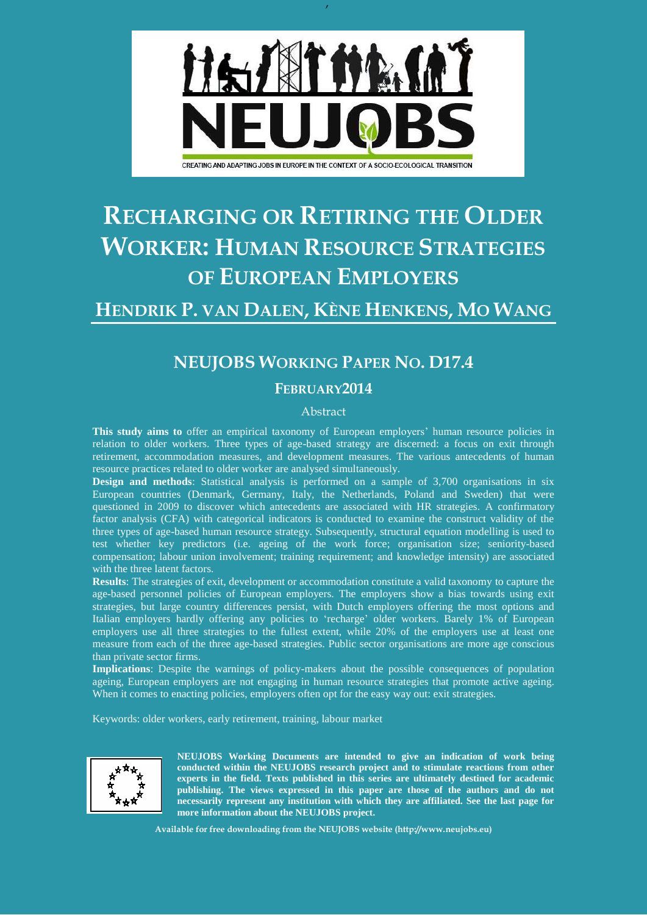NEUJOBS

CREATING AND ADAPTING JOBS IN EUROPE IN THE CONTEXT OF A SOCIO-ECOLOGICAL TRANSITION

# RECHARGING OR RETIRING THE OLDER WORKER: HUMAN RESOURCE STRATEGIES OF EUROPEAN EMPLOYERS

## HENDRIK P. VAN DALEN, KÈNE HENKENS, MO WANG

## NEUJOBS WORKING PAPER NO. D17.4

### FEBRUARY2014

Abstract

**This study aims to** offer an empirical taxonomy of European employers' human resource policies in relation to older workers. Three types of age-based strategy are discerned: a focus on exit through retirement, accommodation measures, and development measures. The various antecedents of human resource practices related to older worker are analysed simultaneously.

**Design and methods**: Statistical analysis is performed on a sample of 3,700 organisations in six European countries (Denmark, Germany, Italy, the Netherlands, Poland and Sweden) that were questioned in 2009 to discover which antecedents are associated with HR strategies. A confirmatory factor analysis (CFA) with categorical indicators is conducted to examine the construct validity of the three types of age-based human resource strategy. Subsequently, structural equation modelling is used to test whether key predictors (i.e. ageing of the work force; organisation size; seniority-based compensation; labour union involvement; training requirement; and knowledge intensity) are associated with the three latent factors.

**Results**: The strategies of exit, development or accommodation constitute a valid taxonomy to capture the age-based personnel policies of European employers. The employers show a bias towards using exit strategies, but large country differences persist, with Dutch employers offering the most options and Italian employers hardly offering any policies to 'recharge' older workers. Barely 1% of European employers use all three strategies to the fullest extent, while 20% of the employers use at least one measure from each of the three age-based strategies. Public sector organisations are more age conscious than private sector firms.

**Implications**: Despite the warnings of policy-makers about the possible consequences of population ageing, European employers are not engaging in human resource strategies that promote active ageing. When it comes to enacting policies, employers often opt for the easy way out: exit strategies.

Keywords: older workers, early retirement, training, labour market

**NEUJOBS Working Documents are intended to give an indication of work being conducted within the NEUJOBS research project and to stimulate reactions from other experts in the field. Texts published in this series are ultimately destined for academic publishing. The views expressed in this paper are those of the authors and do not necessarily represent any institution with which they are affiliated. See the last page for more information about the NEUJOBS project.**

**Available for free downloading from the NEUJOBS website (http://www.neujobs.eu)**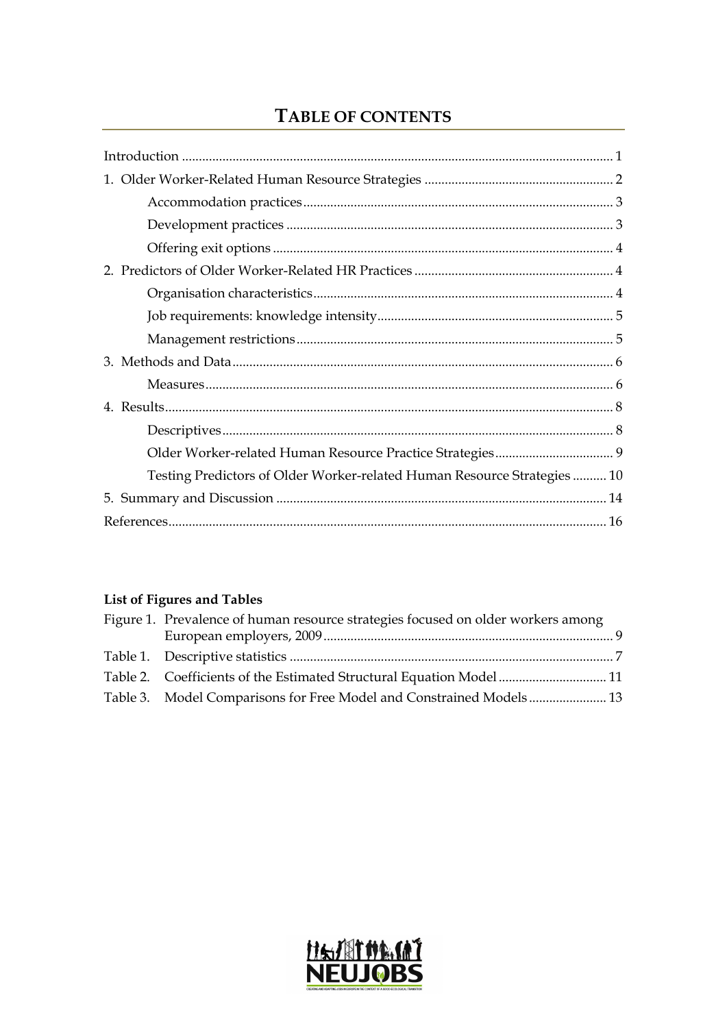# TABLE OF CONTENTS

Introduction .................................................................................................................. 1

1. Older Worker-Related Human Resource Strategies ........................................................ 2
   - Accommodation practices ............................................................................................ 3
   - Development practices ................................................................................................. 3
   - Offering exit options .................................................................................................... 4
2. Predictors of Older Worker-Related HR Practices ........................................................... 4
   - Organisation characteristics ......................................................................................... 4
   - Job requirements: knowledge intensity ......................................................................... 5
   - Management restrictions .............................................................................................. 5
3. Methods and Data ......................................................................................................... 6
   - Measures ...................................................................................................................... 6
4. Results ......................................................................................................................... 8
   - Descriptives .................................................................................................................. 8
   - Older Worker-related Human Resource Practice Strategies ........................................... 9
   - Testing Predictors of Older Worker-related Human Resource Strategies .......... 10
5. Summary and Discussion ............................................................................................. 14

References ..................................................................................................................... 16

**List of Figures and Tables**

Figure 1. Prevalence of human resource strategies focused on older workers among European employers, 2009 .......................................................................................... 9

Table 1. Descriptive statistics ........................................................................................... 7

Table 2. Coefficients of the Estimated Structural Equation Model .................................. 11

Table 3. Model Comparisons for Free Model and Constrained Models ......................... 13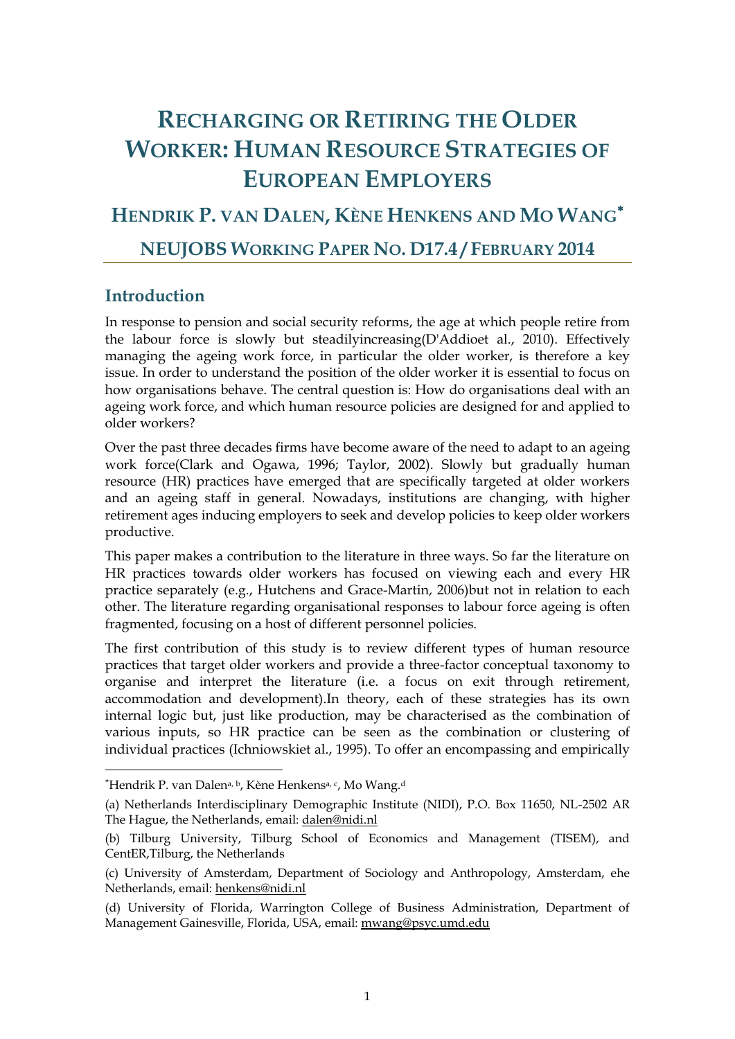# Recharging or Retiring the Older Worker: Human Resource Strategies of European Employers

## Hendrik P. van Dalen, Kène Henkens and Mo Wang*

### NEUJOBS Working Paper No. D17.4 / February 2014

## Introduction

In response to pension and social security reforms, the age at which people retire from the labour force is slowly but steadilyincreasing(D'Addioet al., 2010). Effectively managing the ageing work force, in particular the older worker, is therefore a key issue. In order to understand the position of the older worker it is essential to focus on how organisations behave. The central question is: How do organisations deal with an ageing work force, and which human resource policies are designed for and applied to older workers?

Over the past three decades firms have become aware of the need to adapt to an ageing work force(Clark and Ogawa, 1996; Taylor, 2002). Slowly but gradually human resource (HR) practices have emerged that are specifically targeted at older workers and an ageing staff in general. Nowadays, institutions are changing, with higher retirement ages inducing employers to seek and develop policies to keep older workers productive.

This paper makes a contribution to the literature in three ways. So far the literature on HR practices towards older workers has focused on viewing each and every HR practice separately (e.g., Hutchens and Grace-Martin, 2006)but not in relation to each other. The literature regarding organisational responses to labour force ageing is often fragmented, focusing on a host of different personnel policies.

The first contribution of this study is to review different types of human resource practices that target older workers and provide a three-factor conceptual taxonomy to organise and interpret the literature (i.e. a focus on exit through retirement, accommodation and development).In theory, each of these strategies has its own internal logic but, just like production, may be characterised as the combination of various inputs, so HR practice can be seen as the combination or clustering of individual practices (Ichniowskiet al., 1995). To offer an encompassing and empirically

---

*Hendrik P. van Dalen[a, b], Kène Henkens[a, c], Mo Wang.[d]

(a) Netherlands Interdisciplinary Demographic Institute (NIDI), P.O. Box 11650, NL-2502 AR The Hague, the Netherlands, email: dalen@nidi.nl

(b) Tilburg University, Tilburg School of Economics and Management (TISEM), and CentER,Tilburg, the Netherlands

(c) University of Amsterdam, Department of Sociology and Anthropology, Amsterdam, ehe Netherlands, email: henkens@nidi.nl

(d) University of Florida, Warrington College of Business Administration, Department of Management Gainesville, Florida, USA, email: mwang@psyc.umd.edu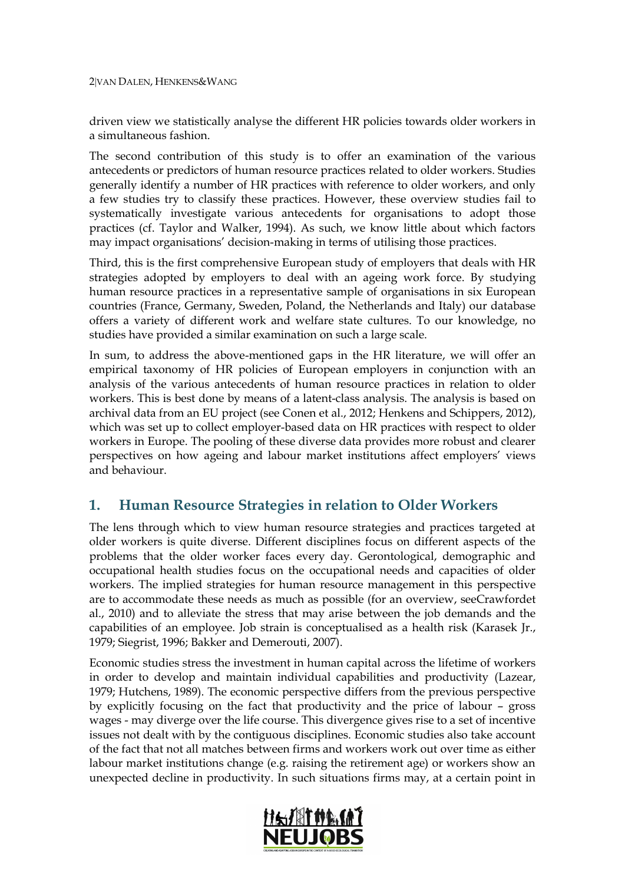driven view we statistically analyse the different HR policies towards older workers in a simultaneous fashion.

The second contribution of this study is to offer an examination of the various antecedents or predictors of human resource practices related to older workers. Studies generally identify a number of HR practices with reference to older workers, and only a few studies try to classify these practices. However, these overview studies fail to systematically investigate various antecedents for organisations to adopt those practices (cf. Taylor and Walker, 1994). As such, we know little about which factors may impact organisations' decision-making in terms of utilising those practices.

Third, this is the first comprehensive European study of employers that deals with HR strategies adopted by employers to deal with an ageing work force. By studying human resource practices in a representative sample of organisations in six European countries (France, Germany, Sweden, Poland, the Netherlands and Italy) our database offers a variety of different work and welfare state cultures. To our knowledge, no studies have provided a similar examination on such a large scale.

In sum, to address the above-mentioned gaps in the HR literature, we will offer an empirical taxonomy of HR policies of European employers in conjunction with an analysis of the various antecedents of human resource practices in relation to older workers. This is best done by means of a latent-class analysis. The analysis is based on archival data from an EU project (see Conen et al., 2012; Henkens and Schippers, 2012), which was set up to collect employer-based data on HR practices with respect to older workers in Europe. The pooling of these diverse data provides more robust and clearer perspectives on how ageing and labour market institutions affect employers' views and behaviour.

## 1. Human Resource Strategies in relation to Older Workers

The lens through which to view human resource strategies and practices targeted at older workers is quite diverse. Different disciplines focus on different aspects of the problems that the older worker faces every day. Gerontological, demographic and occupational health studies focus on the occupational needs and capacities of older workers. The implied strategies for human resource management in this perspective are to accommodate these needs as much as possible (for an overview, seeCrawfordet al., 2010) and to alleviate the stress that may arise between the job demands and the capabilities of an employee. Job strain is conceptualised as a health risk (Karasek Jr., 1979; Siegrist, 1996; Bakker and Demerouti, 2007).

Economic studies stress the investment in human capital across the lifetime of workers in order to develop and maintain individual capabilities and productivity (Lazear, 1979; Hutchens, 1989). The economic perspective differs from the previous perspective by explicitly focusing on the fact that productivity and the price of labour – gross wages - may diverge over the life course. This divergence gives rise to a set of incentive issues not dealt with by the contiguous disciplines. Economic studies also take account of the fact that not all matches between firms and workers work out over time as either labour market institutions change (e.g. raising the retirement age) or workers show an unexpected decline in productivity. In such situations firms may, at a certain point in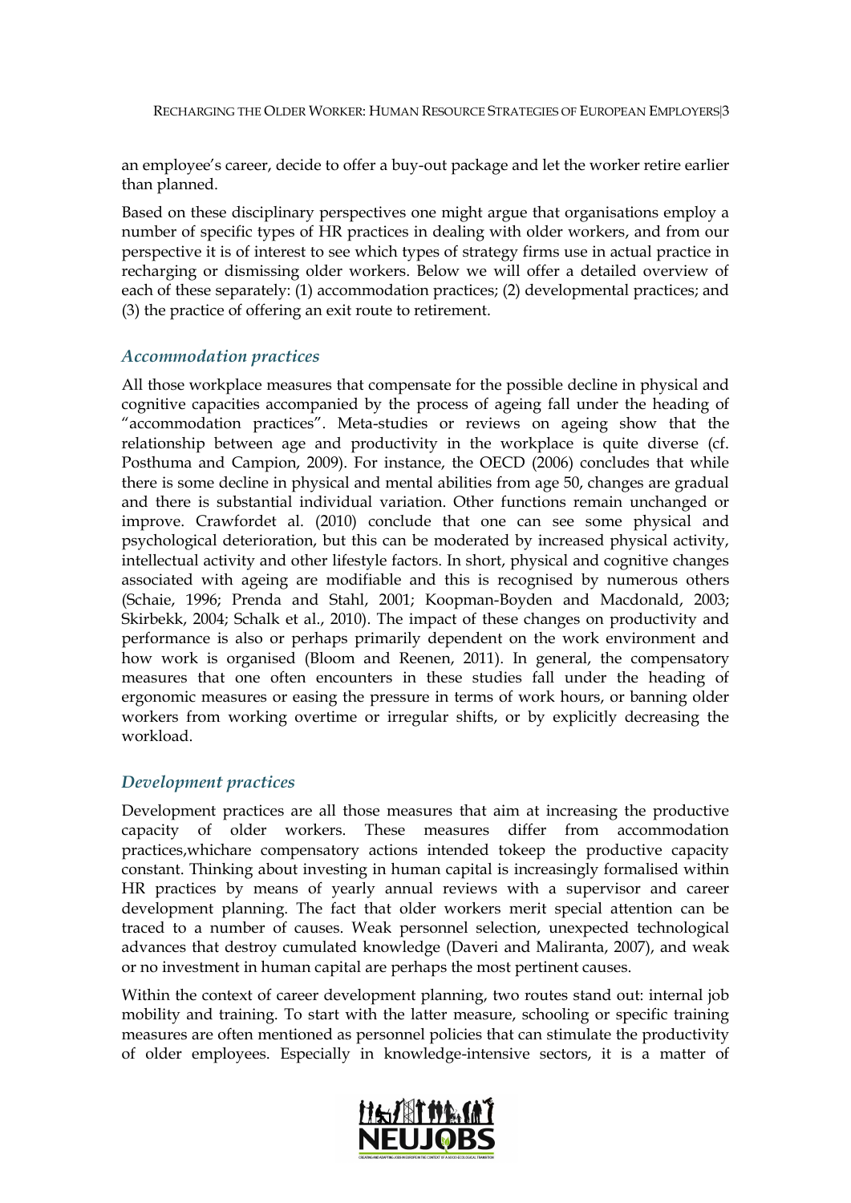an employee's career, decide to offer a buy-out package and let the worker retire earlier than planned.

Based on these disciplinary perspectives one might argue that organisations employ a number of specific types of HR practices in dealing with older workers, and from our perspective it is of interest to see which types of strategy firms use in actual practice in recharging or dismissing older workers. Below we will offer a detailed overview of each of these separately: (1) accommodation practices; (2) developmental practices; and (3) the practice of offering an exit route to retirement.

### *Accommodation practices*

All those workplace measures that compensate for the possible decline in physical and cognitive capacities accompanied by the process of ageing fall under the heading of "accommodation practices". Meta-studies or reviews on ageing show that the relationship between age and productivity in the workplace is quite diverse (cf. Posthuma and Campion, 2009). For instance, the OECD (2006) concludes that while there is some decline in physical and mental abilities from age 50, changes are gradual and there is substantial individual variation. Other functions remain unchanged or improve. Crawfordet al. (2010) conclude that one can see some physical and psychological deterioration, but this can be moderated by increased physical activity, intellectual activity and other lifestyle factors. In short, physical and cognitive changes associated with ageing are modifiable and this is recognised by numerous others (Schaie, 1996; Prenda and Stahl, 2001; Koopman-Boyden and Macdonald, 2003; Skirbekk, 2004; Schalk et al., 2010). The impact of these changes on productivity and performance is also or perhaps primarily dependent on the work environment and how work is organised (Bloom and Reenen, 2011). In general, the compensatory measures that one often encounters in these studies fall under the heading of ergonomic measures or easing the pressure in terms of work hours, or banning older workers from working overtime or irregular shifts, or by explicitly decreasing the workload.

### *Development practices*

Development practices are all those measures that aim at increasing the productive capacity of older workers. These measures differ from accommodation practices,whichare compensatory actions intended tokeep the productive capacity constant. Thinking about investing in human capital is increasingly formalised within HR practices by means of yearly annual reviews with a supervisor and career development planning. The fact that older workers merit special attention can be traced to a number of causes. Weak personnel selection, unexpected technological advances that destroy cumulated knowledge (Daveri and Maliranta, 2007), and weak or no investment in human capital are perhaps the most pertinent causes.

Within the context of career development planning, two routes stand out: internal job mobility and training. To start with the latter measure, schooling or specific training measures are often mentioned as personnel policies that can stimulate the productivity of older employees. Especially in knowledge-intensive sectors, it is a matter of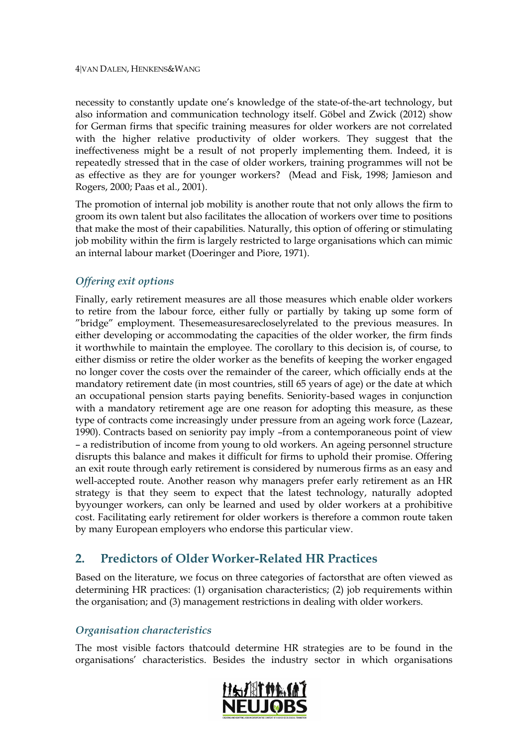necessity to constantly update one's knowledge of the state-of-the-art technology, but also information and communication technology itself. Göbel and Zwick (2012) show for German firms that specific training measures for older workers are not correlated with the higher relative productivity of older workers. They suggest that the ineffectiveness might be a result of not properly implementing them. Indeed, it is repeatedly stressed that in the case of older workers, training programmes will not be as effective as they are for younger workers? (Mead and Fisk, 1998; Jamieson and Rogers, 2000; Paas et al., 2001).

The promotion of internal job mobility is another route that not only allows the firm to groom its own talent but also facilitates the allocation of workers over time to positions that make the most of their capabilities. Naturally, this option of offering or stimulating job mobility within the firm is largely restricted to large organisations which can mimic an internal labour market (Doeringer and Piore, 1971).

### *Offering exit options*

Finally, early retirement measures are all those measures which enable older workers to retire from the labour force, either fully or partially by taking up some form of "bridge" employment. Thesemeasuresarecloselyrelated to the previous measures. In either developing or accommodating the capacities of the older worker, the firm finds it worthwhile to maintain the employee. The corollary to this decision is, of course, to either dismiss or retire the older worker as the benefits of keeping the worker engaged no longer cover the costs over the remainder of the career, which officially ends at the mandatory retirement date (in most countries, still 65 years of age) or the date at which an occupational pension starts paying benefits. Seniority-based wages in conjunction with a mandatory retirement age are one reason for adopting this measure, as these type of contracts come increasingly under pressure from an ageing work force (Lazear, 1990). Contracts based on seniority pay imply –from a contemporaneous point of view – a redistribution of income from young to old workers. An ageing personnel structure disrupts this balance and makes it difficult for firms to uphold their promise. Offering an exit route through early retirement is considered by numerous firms as an easy and well-accepted route. Another reason why managers prefer early retirement as an HR strategy is that they seem to expect that the latest technology, naturally adopted byyounger workers, can only be learned and used by older workers at a prohibitive cost. Facilitating early retirement for older workers is therefore a common route taken by many European employers who endorse this particular view.

## 2. Predictors of Older Worker-Related HR Practices

Based on the literature, we focus on three categories of factorsthat are often viewed as determining HR practices: (1) organisation characteristics; (2) job requirements within the organisation; and (3) management restrictions in dealing with older workers.

### *Organisation characteristics*

The most visible factors thatcould determine HR strategies are to be found in the organisations' characteristics. Besides the industry sector in which organisations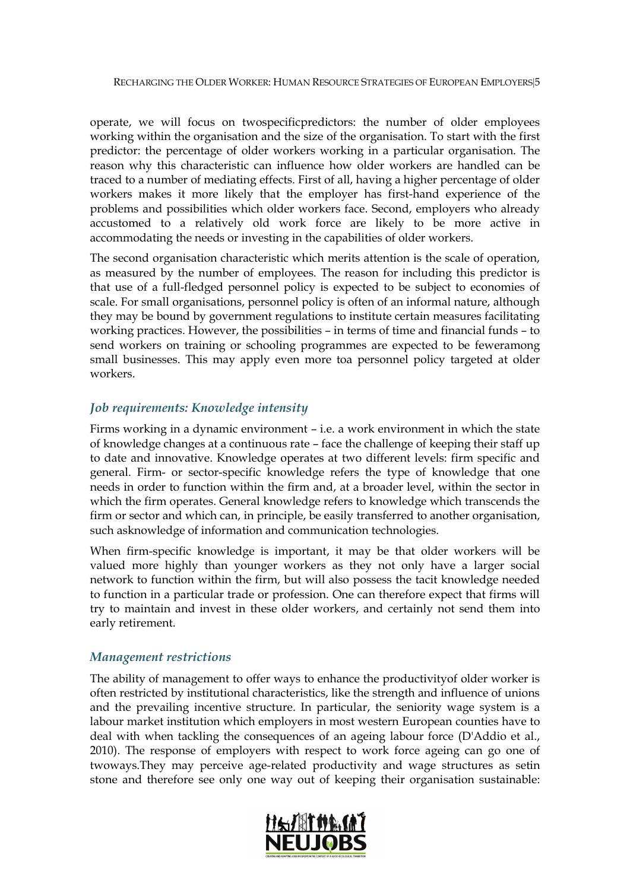operate, we will focus on twospecificpredictors: the number of older employees working within the organisation and the size of the organisation. To start with the first predictor: the percentage of older workers working in a particular organisation. The reason why this characteristic can influence how older workers are handled can be traced to a number of mediating effects. First of all, having a higher percentage of older workers makes it more likely that the employer has first-hand experience of the problems and possibilities which older workers face. Second, employers who already accustomed to a relatively old work force are likely to be more active in accommodating the needs or investing in the capabilities of older workers.

The second organisation characteristic which merits attention is the scale of operation, as measured by the number of employees. The reason for including this predictor is that use of a full-fledged personnel policy is expected to be subject to economies of scale. For small organisations, personnel policy is often of an informal nature, although they may be bound by government regulations to institute certain measures facilitating working practices. However, the possibilities – in terms of time and financial funds – to send workers on training or schooling programmes are expected to be feweramong small businesses. This may apply even more toa personnel policy targeted at older workers.

### *Job requirements: Knowledge intensity*

Firms working in a dynamic environment – i.e. a work environment in which the state of knowledge changes at a continuous rate – face the challenge of keeping their staff up to date and innovative. Knowledge operates at two different levels: firm specific and general. Firm- or sector-specific knowledge refers the type of knowledge that one needs in order to function within the firm and, at a broader level, within the sector in which the firm operates. General knowledge refers to knowledge which transcends the firm or sector and which can, in principle, be easily transferred to another organisation, such asknowledge of information and communication technologies.

When firm-specific knowledge is important, it may be that older workers will be valued more highly than younger workers as they not only have a larger social network to function within the firm, but will also possess the tacit knowledge needed to function in a particular trade or profession. One can therefore expect that firms will try to maintain and invest in these older workers, and certainly not send them into early retirement.

### *Management restrictions*

The ability of management to offer ways to enhance the productivityof older worker is often restricted by institutional characteristics, like the strength and influence of unions and the prevailing incentive structure. In particular, the seniority wage system is a labour market institution which employers in most western European counties have to deal with when tackling the consequences of an ageing labour force (D'Addio et al., 2010). The response of employers with respect to work force ageing can go one of twoways.They may perceive age-related productivity and wage structures as setin stone and therefore see only one way out of keeping their organisation sustainable: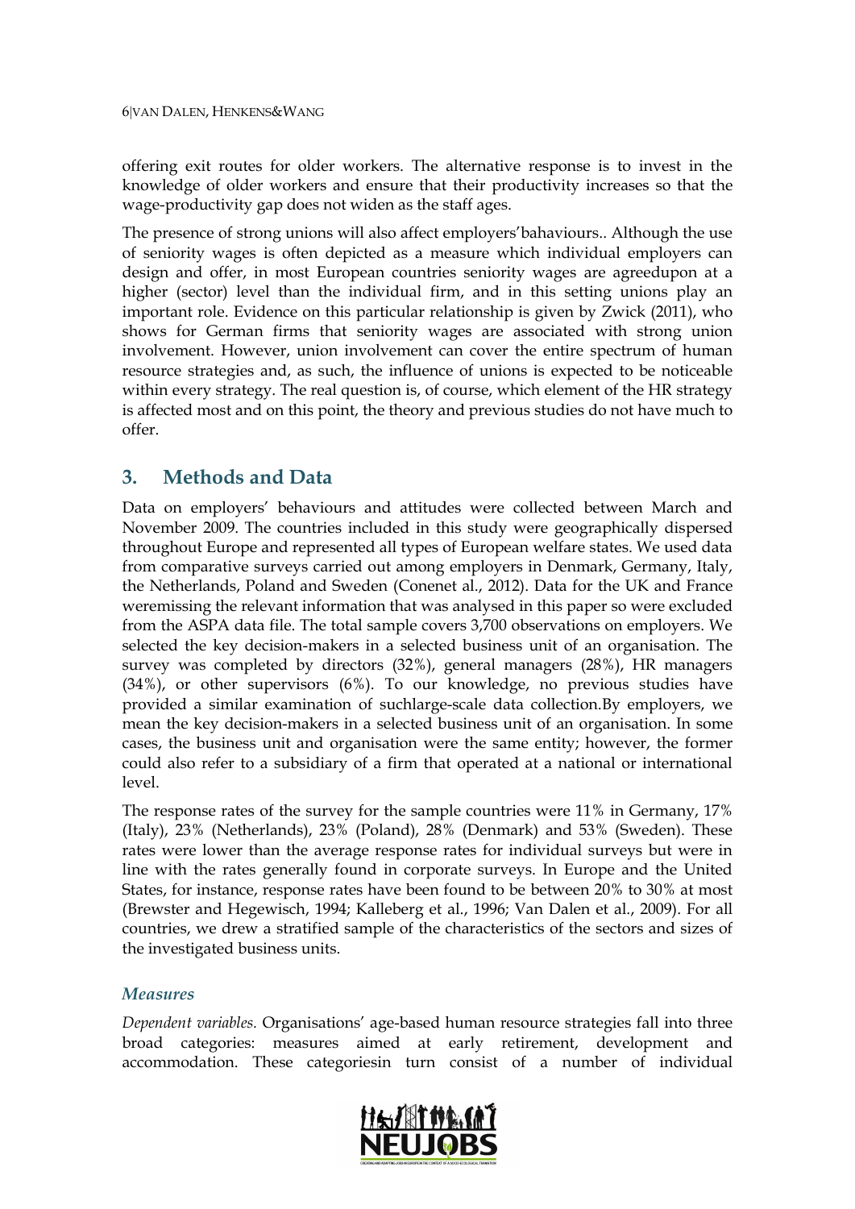offering exit routes for older workers. The alternative response is to invest in the knowledge of older workers and ensure that their productivity increases so that the wage-productivity gap does not widen as the staff ages.

The presence of strong unions will also affect employers'bahaviours.. Although the use of seniority wages is often depicted as a measure which individual employers can design and offer, in most European countries seniority wages are agreedupon at a higher (sector) level than the individual firm, and in this setting unions play an important role. Evidence on this particular relationship is given by Zwick (2011), who shows for German firms that seniority wages are associated with strong union involvement. However, union involvement can cover the entire spectrum of human resource strategies and, as such, the influence of unions is expected to be noticeable within every strategy. The real question is, of course, which element of the HR strategy is affected most and on this point, the theory and previous studies do not have much to offer.

## 3. Methods and Data

Data on employers' behaviours and attitudes were collected between March and November 2009. The countries included in this study were geographically dispersed throughout Europe and represented all types of European welfare states. We used data from comparative surveys carried out among employers in Denmark, Germany, Italy, the Netherlands, Poland and Sweden (Conenet al., 2012). Data for the UK and France weremissing the relevant information that was analysed in this paper so were excluded from the ASPA data file. The total sample covers 3,700 observations on employers. We selected the key decision-makers in a selected business unit of an organisation. The survey was completed by directors (32%), general managers (28%), HR managers (34%), or other supervisors (6%). To our knowledge, no previous studies have provided a similar examination of suchlarge-scale data collection.By employers, we mean the key decision-makers in a selected business unit of an organisation. In some cases, the business unit and organisation were the same entity; however, the former could also refer to a subsidiary of a firm that operated at a national or international level.

The response rates of the survey for the sample countries were 11% in Germany, 17% (Italy), 23% (Netherlands), 23% (Poland), 28% (Denmark) and 53% (Sweden). These rates were lower than the average response rates for individual surveys but were in line with the rates generally found in corporate surveys. In Europe and the United States, for instance, response rates have been found to be between 20% to 30% at most (Brewster and Hegewisch, 1994; Kalleberg et al., 1996; Van Dalen et al., 2009). For all countries, we drew a stratified sample of the characteristics of the sectors and sizes of the investigated business units.

### *Measures*

*Dependent variables.* Organisations' age-based human resource strategies fall into three broad categories: measures aimed at early retirement, development and accommodation. These categoriesin turn consist of a number of individual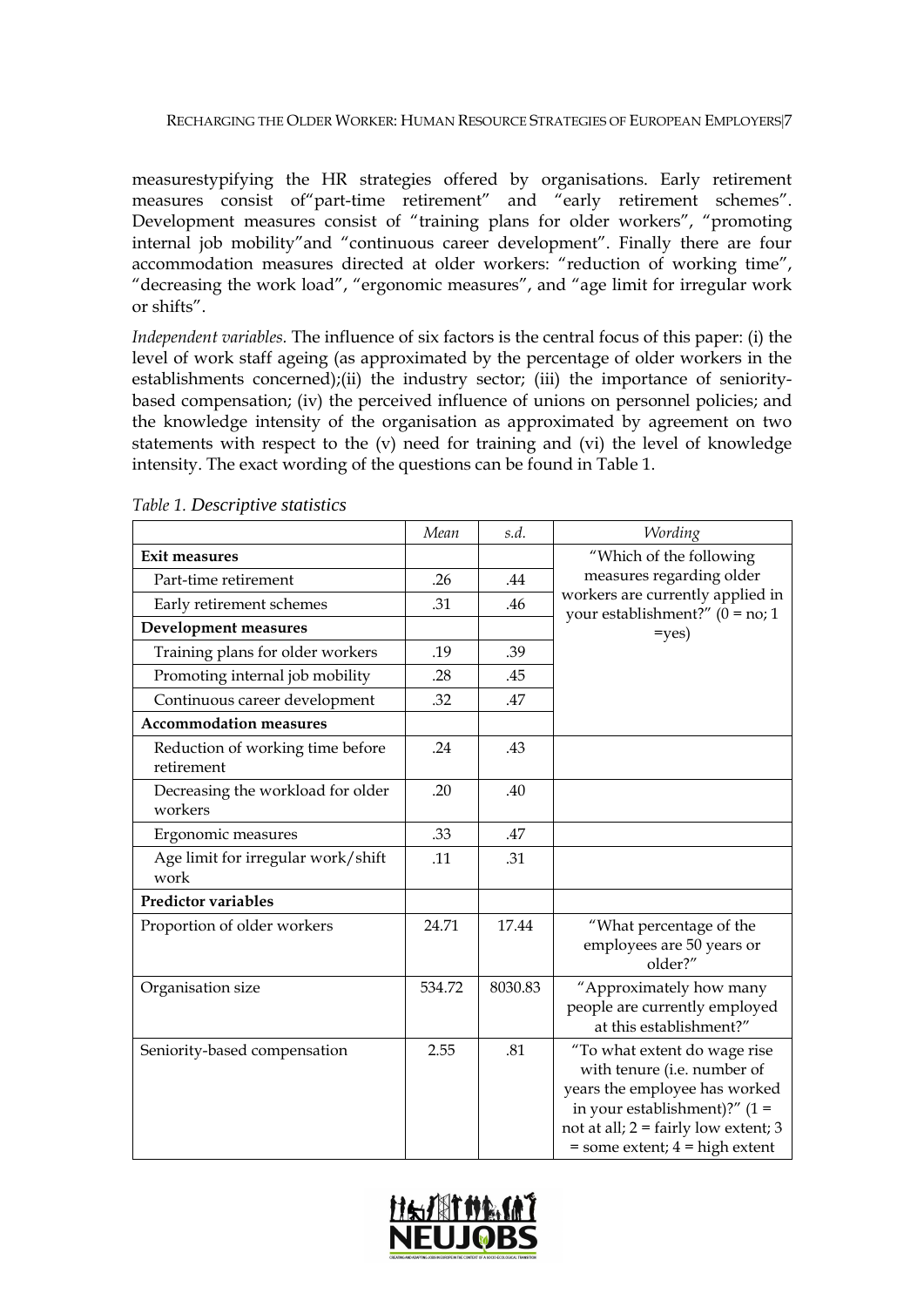measurestypifying the HR strategies offered by organisations. Early retirement measures consist of"part-time retirement" and "early retirement schemes". Development measures consist of "training plans for older workers", "promoting internal job mobility"and "continuous career development". Finally there are four accommodation measures directed at older workers: "reduction of working time", "decreasing the work load", "ergonomic measures", and "age limit for irregular work or shifts".

*Independent variables.* The influence of six factors is the central focus of this paper: (i) the level of work staff ageing (as approximated by the percentage of older workers in the establishments concerned);(ii) the industry sector; (iii) the importance of seniority-based compensation; (iv) the perceived influence of unions on personnel policies; and the knowledge intensity of the organisation as approximated by agreement on two statements with respect to the (v) need for training and (vi) the level of knowledge intensity. The exact wording of the questions can be found in Table 1.

*Table 1. Descriptive statistics*

| | *Mean* | *s.d.* | *Wording* |
|---|---|---|---|
| **Exit measures** | | | "Which of the following measures regarding older workers are currently applied in your establishment?" (0 = no; 1 =yes) |
| Part-time retirement | .26 | .44 | |
| Early retirement schemes | .31 | .46 | |
| **Development measures** | | | |
| Training plans for older workers | .19 | .39 | |
| Promoting internal job mobility | .28 | .45 | |
| Continuous career development | .32 | .47 | |
| **Accommodation measures** | | | |
| Reduction of working time before retirement | .24 | .43 | |
| Decreasing the workload for older workers | .20 | .40 | |
| Ergonomic measures | .33 | .47 | |
| Age limit for irregular work/shift work | .11 | .31 | |
| **Predictor variables** | | | |
| Proportion of older workers | 24.71 | 17.44 | "What percentage of the employees are 50 years or older?" |
| Organisation size | 534.72 | 8030.83 | "Approximately how many people are currently employed at this establishment?" |
| Seniority-based compensation | 2.55 | .81 | "To what extent do wage rise with tenure (i.e. number of years the employee has worked in your establishment)?" (1 = not at all; 2 = fairly low extent; 3 = some extent; 4 = high extent |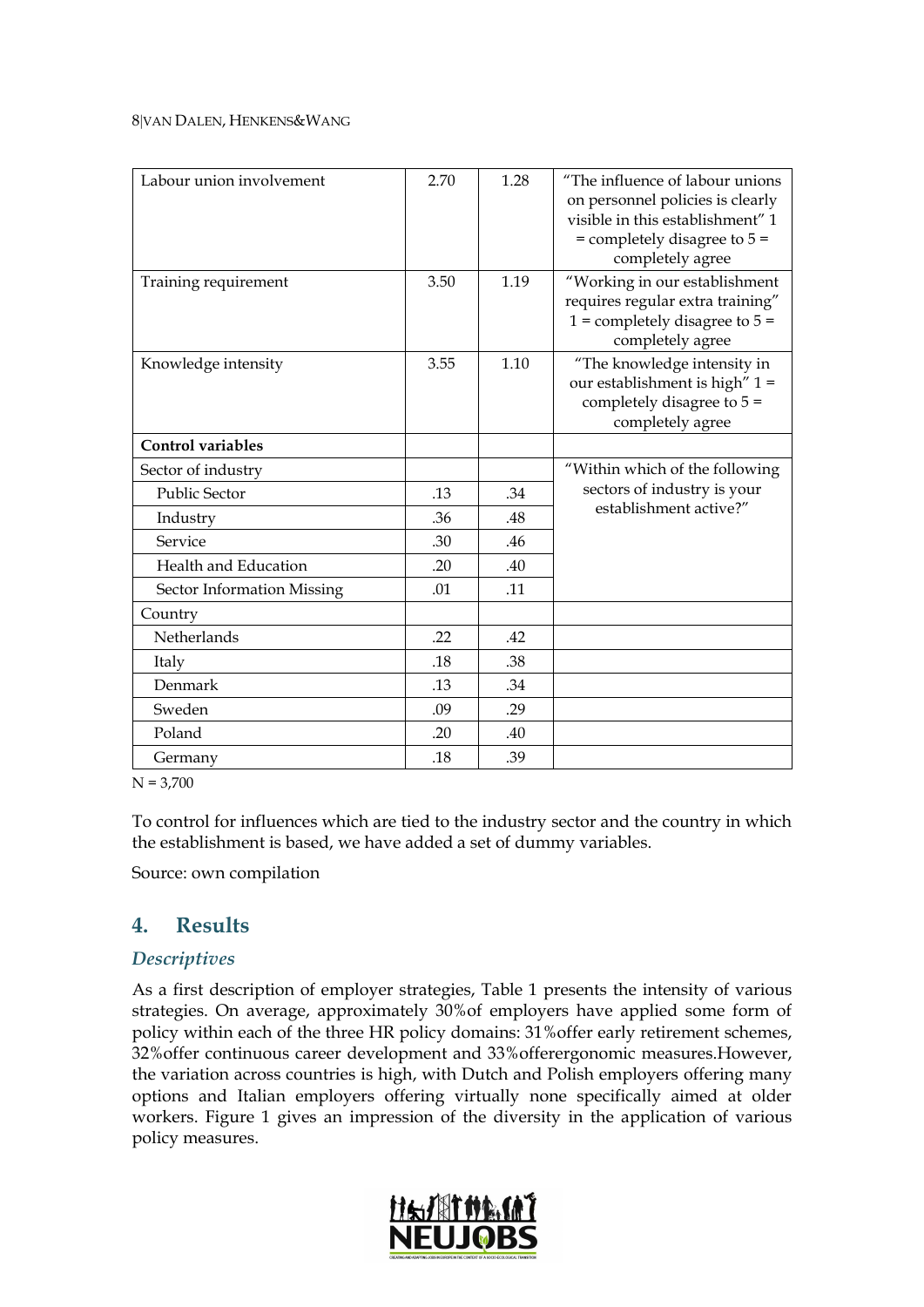| | | | |
|---|---|---|---|
| Labour union involvement | 2.70 | 1.28 | "The influence of labour unions on personnel policies is clearly visible in this establishment" 1 = completely disagree to 5 = completely agree |
| Training requirement | 3.50 | 1.19 | "Working in our establishment requires regular extra training" 1 = completely disagree to 5 = completely agree |
| Knowledge intensity | 3.55 | 1.10 | "The knowledge intensity in our establishment is high" 1 = completely disagree to 5 = completely agree |
| **Control variables** | | | |
| Sector of industry | | | "Within which of the following sectors of industry is your establishment active?" |
| Public Sector | .13 | .34 | |
| Industry | .36 | .48 | |
| Service | .30 | .46 | |
| Health and Education | .20 | .40 | |
| Sector Information Missing | .01 | .11 | |
| Country | | | |
| Netherlands | .22 | .42 | |
| Italy | .18 | .38 | |
| Denmark | .13 | .34 | |
| Sweden | .09 | .29 | |
| Poland | .20 | .40 | |
| Germany | .18 | .39 | |

N = 3,700

To control for influences which are tied to the industry sector and the country in which the establishment is based, we have added a set of dummy variables.

Source: own compilation

## 4. Results

### *Descriptives*

As a first description of employer strategies, Table 1 presents the intensity of various strategies. On average, approximately 30%of employers have applied some form of policy within each of the three HR policy domains: 31%offer early retirement schemes, 32%offer continuous career development and 33%offerergonomic measures.However, the variation across countries is high, with Dutch and Polish employers offering many options and Italian employers offering virtually none specifically aimed at older workers. Figure 1 gives an impression of the diversity in the application of various policy measures.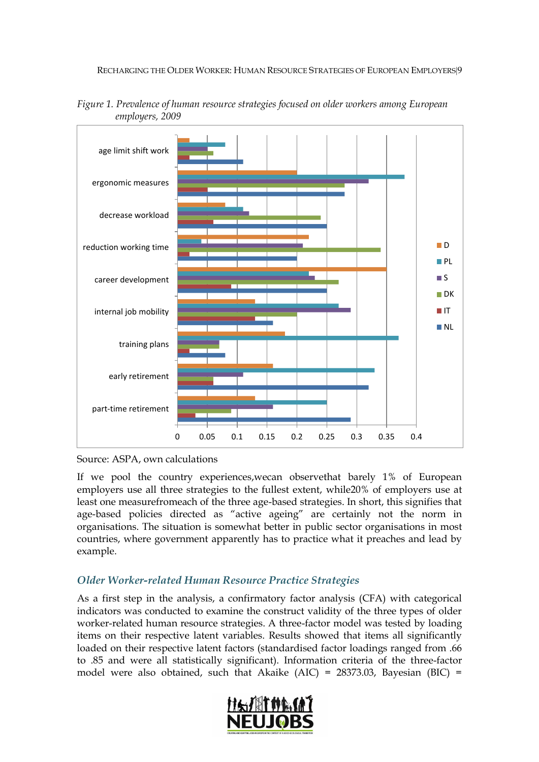*Figure 1. Prevalence of human resource strategies focused on older workers among European employers, 2009*

Source: ASPA, own calculations

If we pool the country experiences,wecan observethat barely 1% of European employers use all three strategies to the fullest extent, while20% of employers use at least one measurefromeach of the three age-based strategies. In short, this signifies that age-based policies directed as "active ageing" are certainly not the norm in organisations. The situation is somewhat better in public sector organisations in most countries, where government apparently has to practice what it preaches and lead by example.

### *Older Worker-related Human Resource Practice Strategies*

As a first step in the analysis, a confirmatory factor analysis (CFA) with categorical indicators was conducted to examine the construct validity of the three types of older worker-related human resource strategies. A three-factor model was tested by loading items on their respective latent variables. Results showed that items all significantly loaded on their respective latent factors (standardised factor loadings ranged from .66 to .85 and were all statistically significant). Information criteria of the three-factor model were also obtained, such that Akaike (AIC) = 28373.03, Bayesian (BIC) =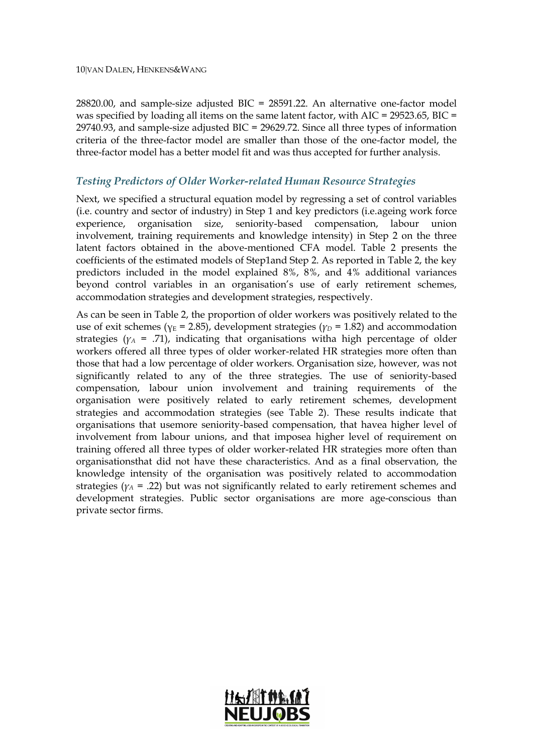28820.00, and sample-size adjusted BIC = 28591.22. An alternative one-factor model was specified by loading all items on the same latent factor, with AIC = 29523.65, BIC = 29740.93, and sample-size adjusted BIC = 29629.72. Since all three types of information criteria of the three-factor model are smaller than those of the one-factor model, the three-factor model has a better model fit and was thus accepted for further analysis.

### *Testing Predictors of Older Worker-related Human Resource Strategies*

Next, we specified a structural equation model by regressing a set of control variables (i.e. country and sector of industry) in Step 1 and key predictors (i.e.ageing work force experience, organisation size, seniority-based compensation, labour union involvement, training requirements and knowledge intensity) in Step 2 on the three latent factors obtained in the above-mentioned CFA model. Table 2 presents the coefficients of the estimated models of Step1and Step 2. As reported in Table 2, the key predictors included in the model explained 8%, 8%, and 4% additional variances beyond control variables in an organisation's use of early retirement schemes, accommodation strategies and development strategies, respectively.

As can be seen in Table 2, the proportion of older workers was positively related to the use of exit schemes ($\gamma_E$ = 2.85), development strategies ($\gamma_D$ = 1.82) and accommodation strategies ($\gamma_A$ = .71), indicating that organisations witha high percentage of older workers offered all three types of older worker-related HR strategies more often than those that had a low percentage of older workers. Organisation size, however, was not significantly related to any of the three strategies. The use of seniority-based compensation, labour union involvement and training requirements of the organisation were positively related to early retirement schemes, development strategies and accommodation strategies (see Table 2). These results indicate that organisations that usemore seniority-based compensation, that havea higher level of involvement from labour unions, and that imposea higher level of requirement on training offered all three types of older worker-related HR strategies more often than organisationsthat did not have these characteristics. And as a final observation, the knowledge intensity of the organisation was positively related to accommodation strategies ($\gamma_A$ = .22) but was not significantly related to early retirement schemes and development strategies. Public sector organisations are more age-conscious than private sector firms.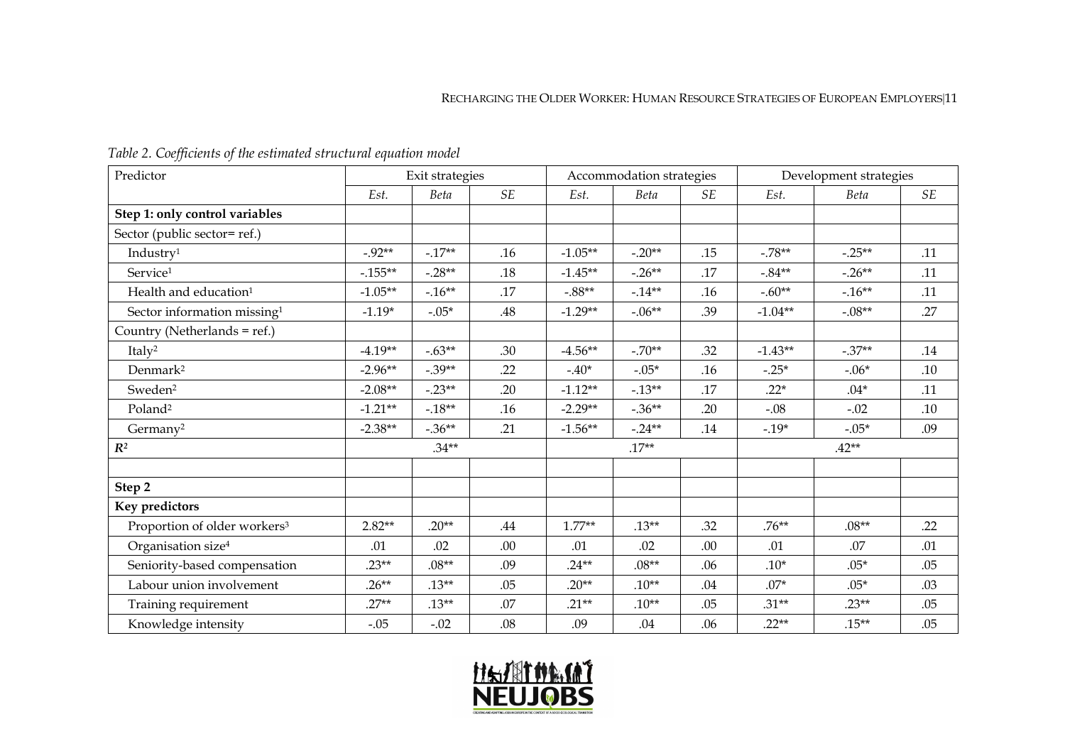*Table 2. Coefficients of the estimated structural equation model*

| Predictor | Exit strategies | | | Accommodation strategies | | | Development strategies | | |
|---|---|---|---|---|---|---|---|---|---|
| | *Est.* | *Beta* | *SE* | *Est.* | *Beta* | *SE* | *Est.* | *Beta* | *SE* |
| **Step 1: only control variables** | | | | | | | | | |
| Sector (public sector= ref.) | | | | | | | | | |
| Industry[1] | -.92** | -.17** | .16 | -1.05** | -.20** | .15 | -.78** | -.25** | .11 |
| Service[1] | -.155** | -.28** | .18 | -1.45** | -.26** | .17 | -.84** | -.26** | .11 |
| Health and education[1] | -1.05** | -.16** | .17 | -.88** | -.14** | .16 | -.60** | -.16** | .11 |
| Sector information missing[1] | -1.19* | -.05* | .48 | -1.29** | -.06** | .39 | -1.04** | -.08** | .27 |
| Country (Netherlands = ref.) | | | | | | | | | |
| Italy[2] | -4.19** | -.63** | .30 | -4.56** | -.70** | .32 | -1.43** | -.37** | .14 |
| Denmark[2] | -2.96** | -.39** | .22 | -.40* | -.05* | .16 | -.25* | -.06* | .10 |
| Sweden[2] | -2.08** | -.23** | .20 | -1.12** | -.13** | .17 | .22* | .04* | .11 |
| Poland[2] | -1.21** | -.18** | .16 | -2.29** | -.36** | .20 | -.08 | -.02 | .10 |
| Germany[2] | -2.38** | -.36** | .21 | -1.56** | -.24** | .14 | -.19* | -.05* | .09 |
| $R^2$ | | .34** | | | .17** | | | .42** | |
| | | | | | | | | | |
| **Step 2** | | | | | | | | | |
| **Key predictors** | | | | | | | | | |
| Proportion of older workers[3] | 2.82** | .20** | .44 | 1.77** | .13** | .32 | .76** | .08** | .22 |
| Organisation size[4] | .01 | .02 | .00 | .01 | .02 | .00 | .01 | .07 | .01 |
| Seniority-based compensation | .23** | .08** | .09 | .24** | .08** | .06 | .10* | .05* | .05 |
| Labour union involvement | .26** | .13** | .05 | .20** | .10** | .04 | .07* | .05* | .03 |
| Training requirement | .27** | .13** | .07 | .21** | .10** | .05 | .31** | .23** | .05 |
| Knowledge intensity | -.05 | -.02 | .08 | .09 | .04 | .06 | .22** | .15** | .05 |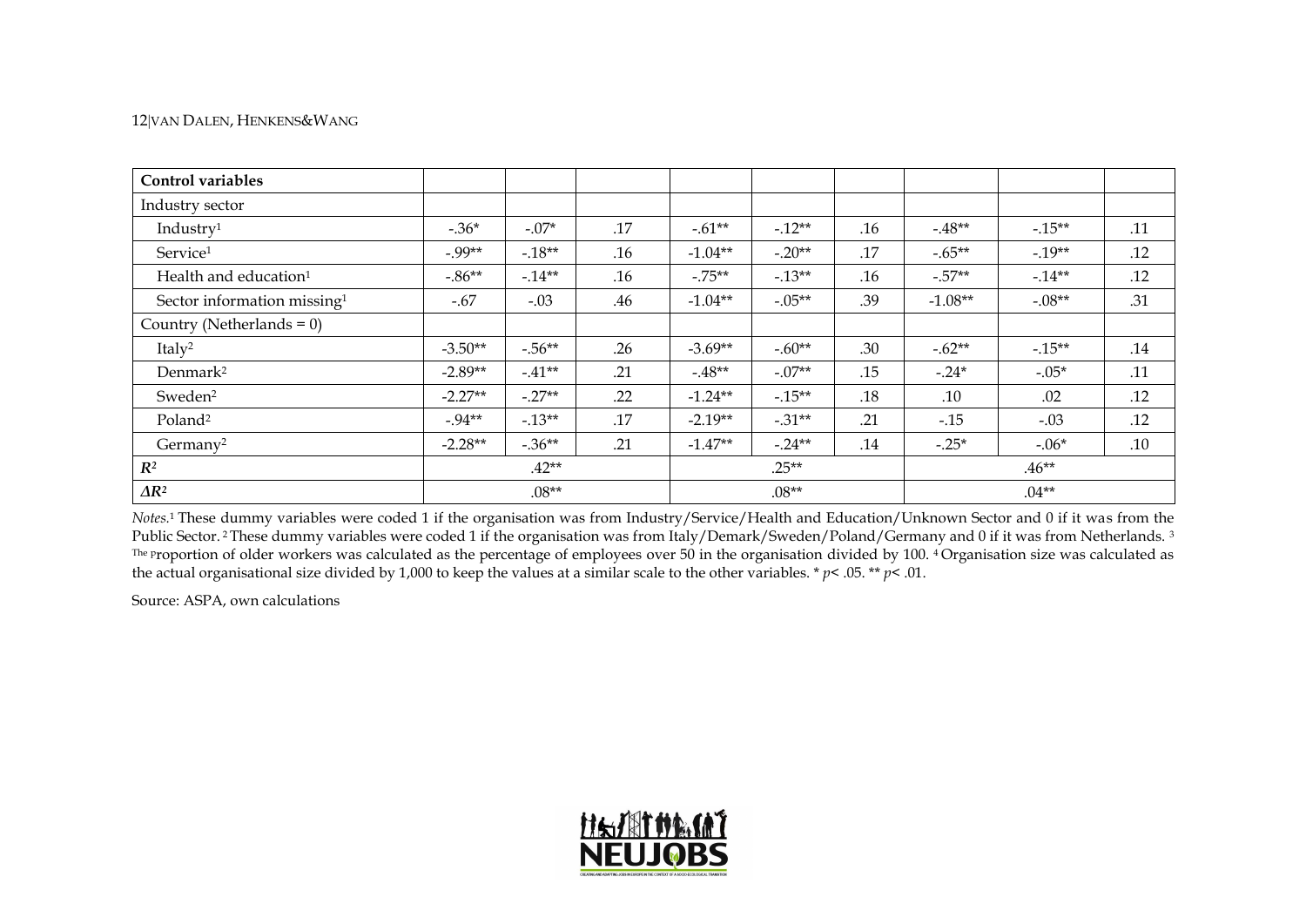| **Control variables** | | | | | | | | | |
|---|---|---|---|---|---|---|---|---|---|
| Industry sector | | | | | | | | | |
| Industry[1] | -.36* | -.07* | .17 | -.61** | -.12** | .16 | -.48** | -.15** | .11 |
| Service[1] | -.99** | -.18** | .16 | -1.04** | -.20** | .17 | -.65** | -.19** | .12 |
| Health and education[1] | -.86** | -.14** | .16 | -.75** | -.13** | .16 | -.57** | -.14** | .12 |
| Sector information missing[1] | -.67 | -.03 | .46 | -1.04** | -.05** | .39 | -1.08** | -.08** | .31 |
| Country (Netherlands = 0) | | | | | | | | | |
| Italy[2] | -3.50** | -.56** | .26 | -3.69** | -.60** | .30 | -.62** | -.15** | .14 |
| Denmark[2] | -2.89** | -.41** | .21 | -.48** | -.07** | .15 | -.24* | -.05* | .11 |
| Sweden[2] | -2.27** | -.27** | .22 | -1.24** | -.15** | .18 | .10 | .02 | .12 |
| Poland[2] | -.94** | -.13** | .17 | -2.19** | -.31** | .21 | -.15 | -.03 | .12 |
| Germany[2] | -2.28** | -.36** | .21 | -1.47** | -.24** | .14 | -.25* | -.06* | .10 |
| $R^2$ | .42** | | | .25** | | | .46** | | |
| $\Delta R^2$ | .08** | | | .08** | | | .04** | | |

*Notes.*[1] These dummy variables were coded 1 if the organisation was from Industry/Service/Health and Education/Unknown Sector and 0 if it was from the Public Sector. [2] These dummy variables were coded 1 if the organisation was from Italy/Demark/Sweden/Poland/Germany and 0 if it was from Netherlands. [3] The proportion of older workers was calculated as the percentage of employees over 50 in the organisation divided by 100. [4] Organisation size was calculated as the actual organisational size divided by 1,000 to keep the values at a similar scale to the other variables. * $p< .05$. ** $p< .01$.

Source: ASPA, own calculations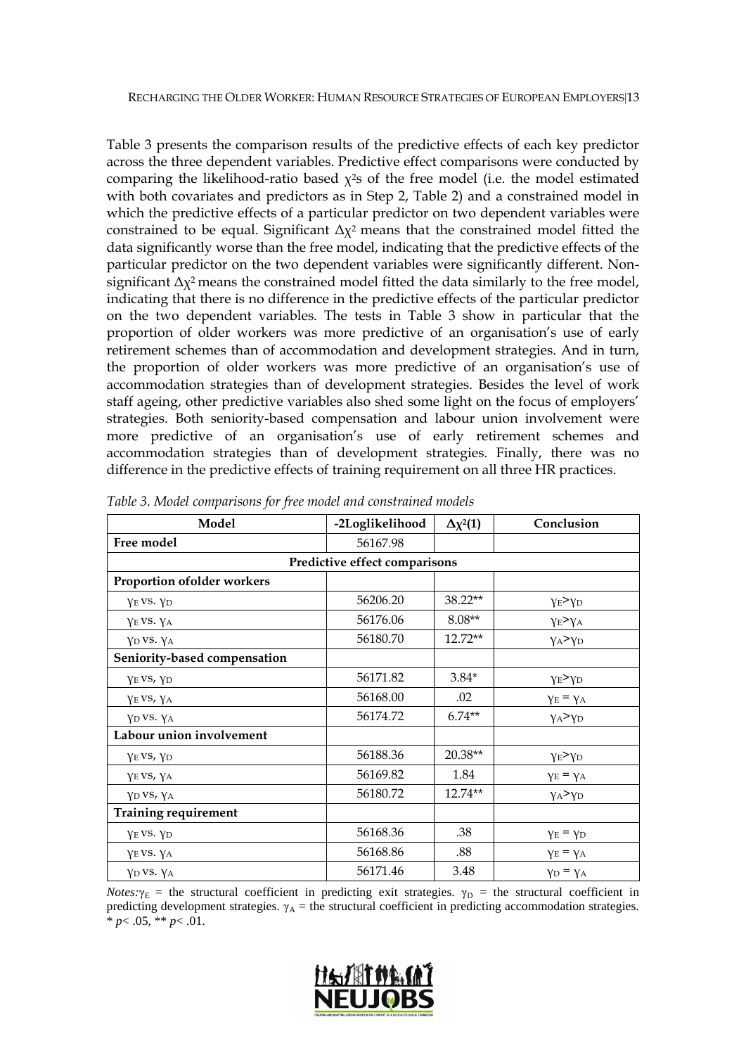Table 3 presents the comparison results of the predictive effects of each key predictor across the three dependent variables. Predictive effect comparisons were conducted by comparing the likelihood-ratio based $\chi^2$s of the free model (i.e. the model estimated with both covariates and predictors as in Step 2, Table 2) and a constrained model in which the predictive effects of a particular predictor on two dependent variables were constrained to be equal. Significant $\Delta\chi^2$ means that the constrained model fitted the data significantly worse than the free model, indicating that the predictive effects of the particular predictor on the two dependent variables were significantly different. Non-significant $\Delta\chi^2$ means the constrained model fitted the data similarly to the free model, indicating that there is no difference in the predictive effects of the particular predictor on the two dependent variables. The tests in Table 3 show in particular that the proportion of older workers was more predictive of an organisation's use of early retirement schemes than of accommodation and development strategies. And in turn, the proportion of older workers was more predictive of an organisation's use of accommodation strategies than of development strategies. Besides the level of work staff ageing, other predictive variables also shed some light on the focus of employers' strategies. Both seniority-based compensation and labour union involvement were more predictive of an organisation's use of early retirement schemes and accommodation strategies than of development strategies. Finally, there was no difference in the predictive effects of training requirement on all three HR practices.

*Table 3. Model comparisons for free model and constrained models*

| Model | -2Loglikelihood | $\Delta\chi^2(1)$ | Conclusion |
|---|---|---|---|
| **Free model** | 56167.98 | | |
| **Predictive effect comparisons** | | | |
| **Proportion ofolder workers** | | | |
| $\gamma_E$ vs. $\gamma_D$ | 56206.20 | 38.22** | $\gamma_E > \gamma_D$ |
| $\gamma_E$ vs. $\gamma_A$ | 56176.06 | 8.08** | $\gamma_E > \gamma_A$ |
| $\gamma_D$ vs. $\gamma_A$ | 56180.70 | 12.72** | $\gamma_A > \gamma_D$ |
| **Seniority-based compensation** | | | |
| $\gamma_E$ vs, $\gamma_D$ | 56171.82 | 3.84* | $\gamma_E > \gamma_D$ |
| $\gamma_E$ vs, $\gamma_A$ | 56168.00 | .02 | $\gamma_E = \gamma_A$ |
| $\gamma_D$ vs. $\gamma_A$ | 56174.72 | 6.74** | $\gamma_A > \gamma_D$ |
| **Labour union involvement** | | | |
| $\gamma_E$ vs, $\gamma_D$ | 56188.36 | 20.38** | $\gamma_E > \gamma_D$ |
| $\gamma_E$ vs, $\gamma_A$ | 56169.82 | 1.84 | $\gamma_E = \gamma_A$ |
| $\gamma_D$ vs, $\gamma_A$ | 56180.72 | 12.74** | $\gamma_A > \gamma_D$ |
| **Training requirement** | | | |
| $\gamma_E$ vs. $\gamma_D$ | 56168.36 | .38 | $\gamma_E = \gamma_D$ |
| $\gamma_E$ vs. $\gamma_A$ | 56168.86 | .88 | $\gamma_E = \gamma_A$ |
| $\gamma_D$ vs. $\gamma_A$ | 56171.46 | 3.48 | $\gamma_D = \gamma_A$ |

*Notes:* $\gamma_E$ = the structural coefficient in predicting exit strategies. $\gamma_D$ = the structural coefficient in predicting development strategies. $\gamma_A$ = the structural coefficient in predicting accommodation strategies. * $p < .05$, ** $p < .01$.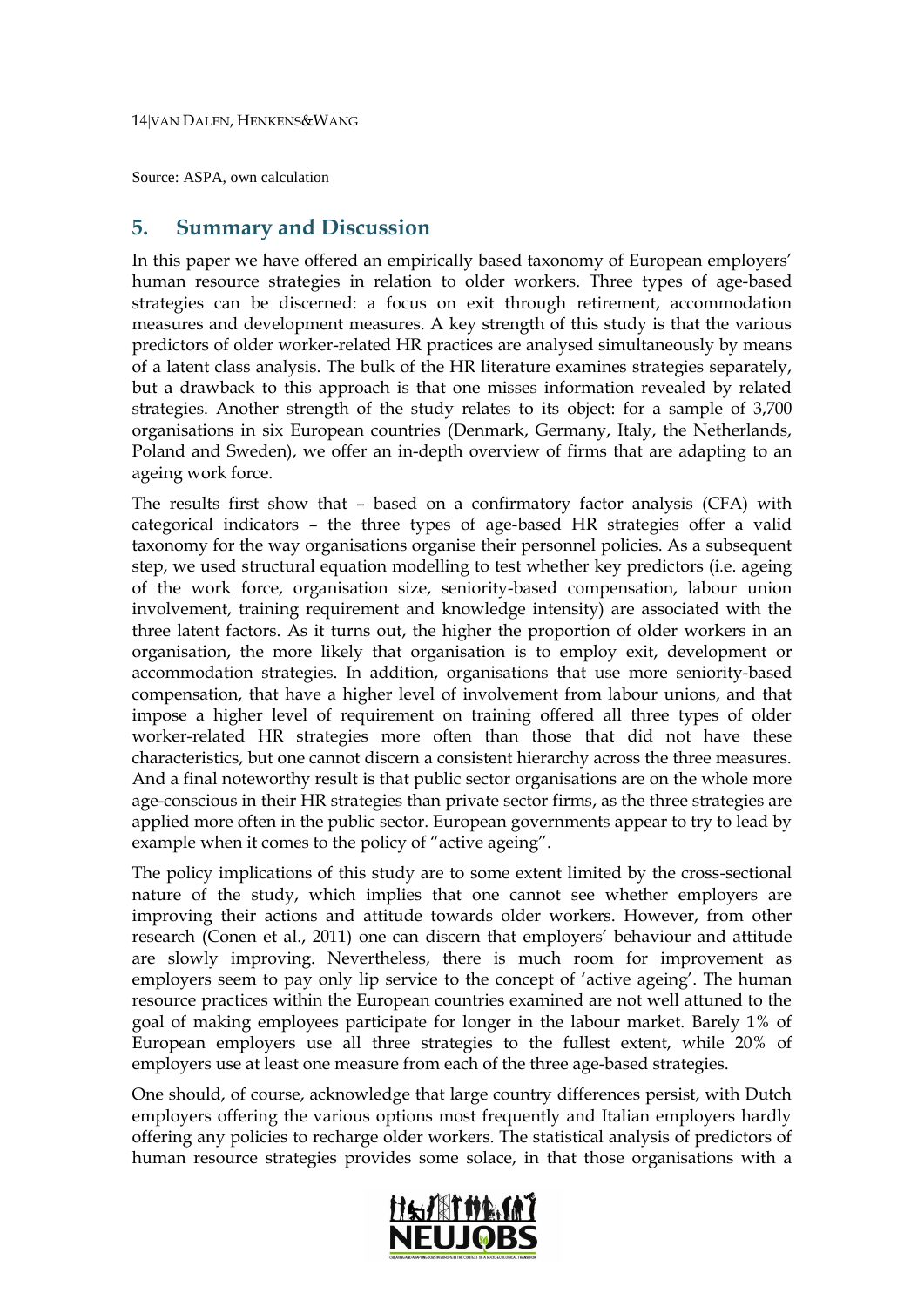Source: ASPA, own calculation

## 5. Summary and Discussion

In this paper we have offered an empirically based taxonomy of European employers' human resource strategies in relation to older workers. Three types of age-based strategies can be discerned: a focus on exit through retirement, accommodation measures and development measures. A key strength of this study is that the various predictors of older worker-related HR practices are analysed simultaneously by means of a latent class analysis. The bulk of the HR literature examines strategies separately, but a drawback to this approach is that one misses information revealed by related strategies. Another strength of the study relates to its object: for a sample of 3,700 organisations in six European countries (Denmark, Germany, Italy, the Netherlands, Poland and Sweden), we offer an in-depth overview of firms that are adapting to an ageing work force.

The results first show that – based on a confirmatory factor analysis (CFA) with categorical indicators – the three types of age-based HR strategies offer a valid taxonomy for the way organisations organise their personnel policies. As a subsequent step, we used structural equation modelling to test whether key predictors (i.e. ageing of the work force, organisation size, seniority-based compensation, labour union involvement, training requirement and knowledge intensity) are associated with the three latent factors. As it turns out, the higher the proportion of older workers in an organisation, the more likely that organisation is to employ exit, development or accommodation strategies. In addition, organisations that use more seniority-based compensation, that have a higher level of involvement from labour unions, and that impose a higher level of requirement on training offered all three types of older worker-related HR strategies more often than those that did not have these characteristics, but one cannot discern a consistent hierarchy across the three measures. And a final noteworthy result is that public sector organisations are on the whole more age-conscious in their HR strategies than private sector firms, as the three strategies are applied more often in the public sector. European governments appear to try to lead by example when it comes to the policy of "active ageing".

The policy implications of this study are to some extent limited by the cross-sectional nature of the study, which implies that one cannot see whether employers are improving their actions and attitude towards older workers. However, from other research (Conen et al., 2011) one can discern that employers' behaviour and attitude are slowly improving. Nevertheless, there is much room for improvement as employers seem to pay only lip service to the concept of 'active ageing'. The human resource practices within the European countries examined are not well attuned to the goal of making employees participate for longer in the labour market. Barely 1% of European employers use all three strategies to the fullest extent, while 20% of employers use at least one measure from each of the three age-based strategies.

One should, of course, acknowledge that large country differences persist, with Dutch employers offering the various options most frequently and Italian employers hardly offering any policies to recharge older workers. The statistical analysis of predictors of human resource strategies provides some solace, in that those organisations with a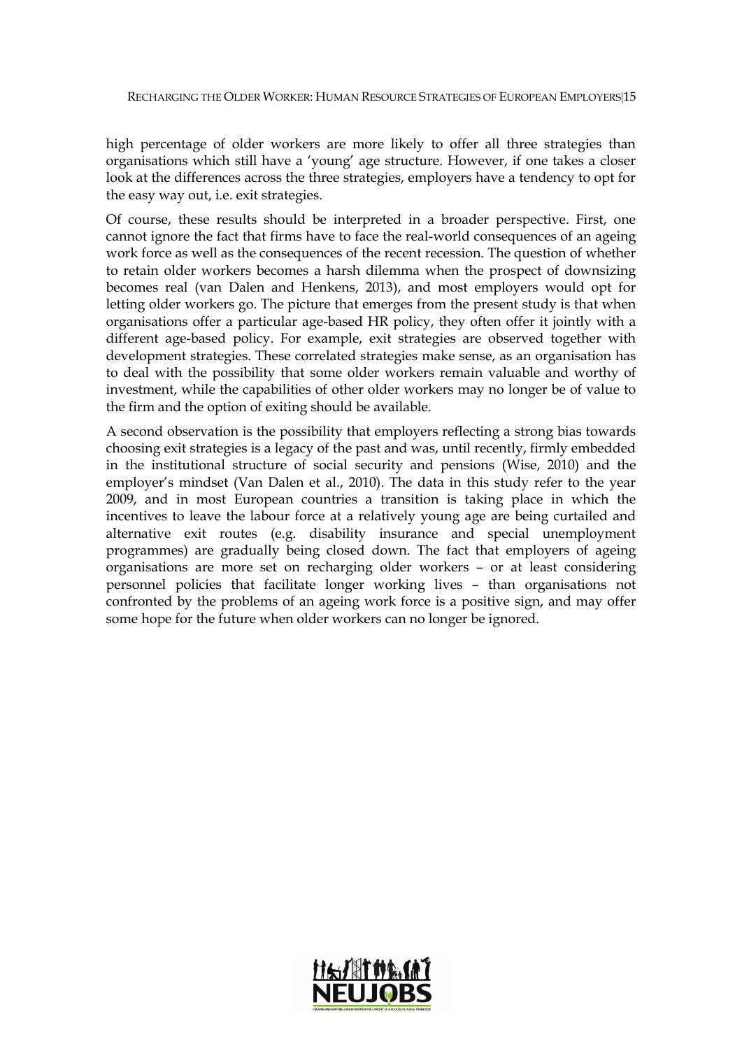high percentage of older workers are more likely to offer all three strategies than organisations which still have a 'young' age structure. However, if one takes a closer look at the differences across the three strategies, employers have a tendency to opt for the easy way out, i.e. exit strategies.

Of course, these results should be interpreted in a broader perspective. First, one cannot ignore the fact that firms have to face the real-world consequences of an ageing work force as well as the consequences of the recent recession. The question of whether to retain older workers becomes a harsh dilemma when the prospect of downsizing becomes real (van Dalen and Henkens, 2013), and most employers would opt for letting older workers go. The picture that emerges from the present study is that when organisations offer a particular age-based HR policy, they often offer it jointly with a different age-based policy. For example, exit strategies are observed together with development strategies. These correlated strategies make sense, as an organisation has to deal with the possibility that some older workers remain valuable and worthy of investment, while the capabilities of other older workers may no longer be of value to the firm and the option of exiting should be available.

A second observation is the possibility that employers reflecting a strong bias towards choosing exit strategies is a legacy of the past and was, until recently, firmly embedded in the institutional structure of social security and pensions (Wise, 2010) and the employer's mindset (Van Dalen et al., 2010). The data in this study refer to the year 2009, and in most European countries a transition is taking place in which the incentives to leave the labour force at a relatively young age are being curtailed and alternative exit routes (e.g. disability insurance and special unemployment programmes) are gradually being closed down. The fact that employers of ageing organisations are more set on recharging older workers – or at least considering personnel policies that facilitate longer working lives – than organisations not confronted by the problems of an ageing work force is a positive sign, and may offer some hope for the future when older workers can no longer be ignored.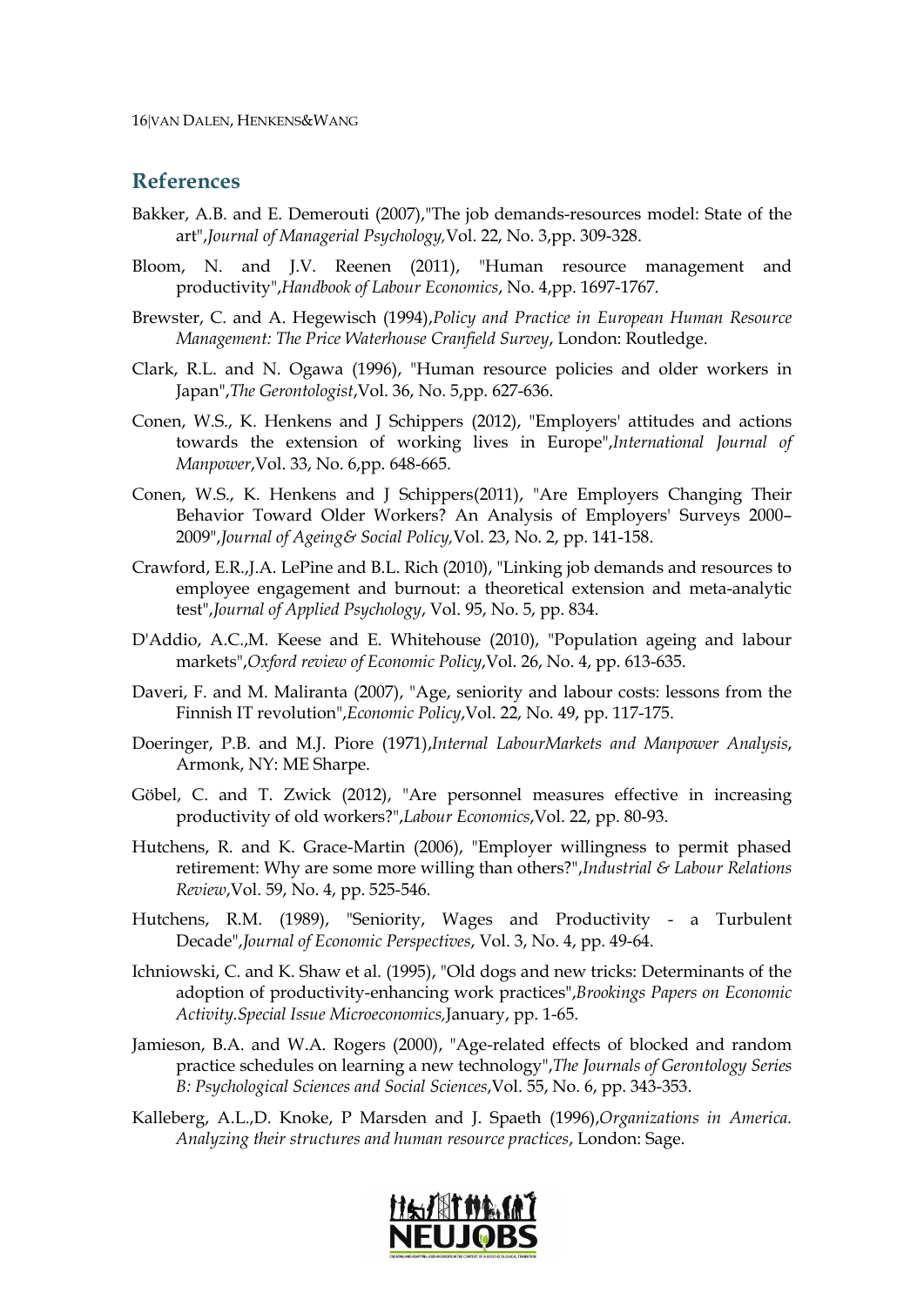## References

Bakker, A.B. and E. Demerouti (2007),"The job demands-resources model: State of the art",*Journal of Managerial Psychology,*Vol. 22, No. 3,pp. 309-328.

Bloom, N. and J.V. Reenen (2011), "Human resource management and productivity",*Handbook of Labour Economics*, No. 4,pp. 1697-1767.

Brewster, C. and A. Hegewisch (1994),*Policy and Practice in European Human Resource Management: The Price Waterhouse Cranfield Survey*, London: Routledge.

Clark, R.L. and N. Ogawa (1996), "Human resource policies and older workers in Japan",*The Gerontologist*,Vol. 36, No. 5,pp. 627-636.

Conen, W.S., K. Henkens and J Schippers (2012), "Employers' attitudes and actions towards the extension of working lives in Europe",*International Journal of Manpower*,Vol. 33, No. 6,pp. 648-665.

Conen, W.S., K. Henkens and J Schippers(2011), "Are Employers Changing Their Behavior Toward Older Workers? An Analysis of Employers' Surveys 2000–2009",*Journal of Ageing& Social Policy,*Vol. 23, No. 2, pp. 141-158.

Crawford, E.R.,J.A. LePine and B.L. Rich (2010), "Linking job demands and resources to employee engagement and burnout: a theoretical extension and meta-analytic test",*Journal of Applied Psychology*, Vol. 95, No. 5, pp. 834.

D'Addio, A.C.,M. Keese and E. Whitehouse (2010), "Population ageing and labour markets",*Oxford review of Economic Policy*,Vol. 26, No. 4, pp. 613-635.

Daveri, F. and M. Maliranta (2007), "Age, seniority and labour costs: lessons from the Finnish IT revolution",*Economic Policy*,Vol. 22, No. 49, pp. 117-175.

Doeringer, P.B. and M.J. Piore (1971),*Internal LabourMarkets and Manpower Analysis*, Armonk, NY: ME Sharpe.

Göbel, C. and T. Zwick (2012), "Are personnel measures effective in increasing productivity of old workers?",*Labour Economics*,Vol. 22, pp. 80-93.

Hutchens, R. and K. Grace-Martin (2006), "Employer willingness to permit phased retirement: Why are some more willing than others?",*Industrial & Labour Relations Review*,Vol. 59, No. 4, pp. 525-546.

Hutchens, R.M. (1989), "Seniority, Wages and Productivity - a Turbulent Decade",*Journal of Economic Perspectives*, Vol. 3, No. 4, pp. 49-64.

Ichniowski, C. and K. Shaw et al. (1995), "Old dogs and new tricks: Determinants of the adoption of productivity-enhancing work practices",*Brookings Papers on Economic Activity.Special Issue Microeconomics,*January, pp. 1-65.

Jamieson, B.A. and W.A. Rogers (2000), "Age-related effects of blocked and random practice schedules on learning a new technology",*The Journals of Gerontology Series B: Psychological Sciences and Social Sciences*,Vol. 55, No. 6, pp. 343-353.

Kalleberg, A.L.,D. Knoke, P Marsden and J. Spaeth (1996),*Organizations in America. Analyzing their structures and human resource practices*, London: Sage.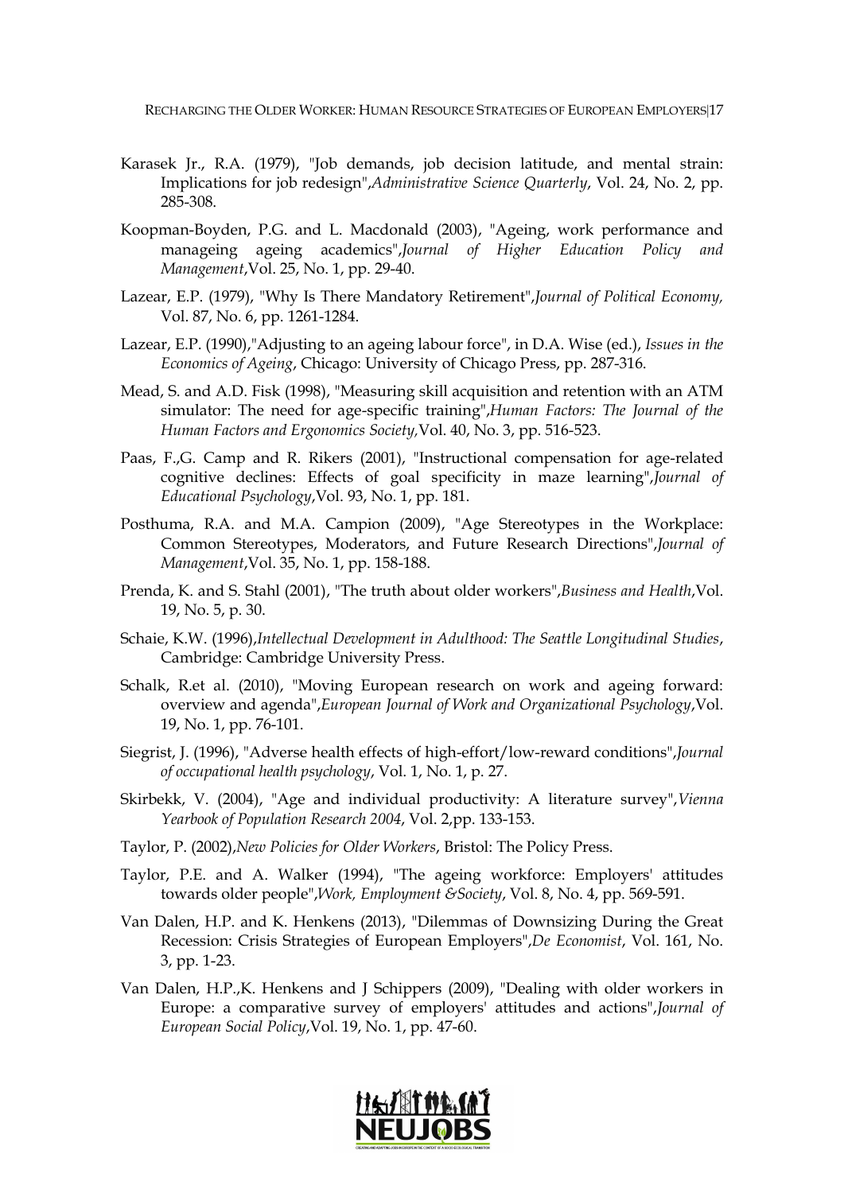Karasek Jr., R.A. (1979), "Job demands, job decision latitude, and mental strain: Implications for job redesign",*Administrative Science Quarterly*, Vol. 24, No. 2, pp. 285-308.

Koopman-Boyden, P.G. and L. Macdonald (2003), "Ageing, work performance and manageing ageing academics",*Journal of Higher Education Policy and Management*,Vol. 25, No. 1, pp. 29-40.

Lazear, E.P. (1979), "Why Is There Mandatory Retirement",*Journal of Political Economy,* Vol. 87, No. 6, pp. 1261-1284.

Lazear, E.P. (1990),"Adjusting to an ageing labour force", in D.A. Wise (ed.), *Issues in the Economics of Ageing*, Chicago: University of Chicago Press, pp. 287-316.

Mead, S. and A.D. Fisk (1998), "Measuring skill acquisition and retention with an ATM simulator: The need for age-specific training",*Human Factors: The Journal of the Human Factors and Ergonomics Society,*Vol. 40, No. 3, pp. 516-523.

Paas, F.,G. Camp and R. Rikers (2001), "Instructional compensation for age-related cognitive declines: Effects of goal specificity in maze learning",*Journal of Educational Psychology*,Vol. 93, No. 1, pp. 181.

Posthuma, R.A. and M.A. Campion (2009), "Age Stereotypes in the Workplace: Common Stereotypes, Moderators, and Future Research Directions",*Journal of Management*,Vol. 35, No. 1, pp. 158-188.

Prenda, K. and S. Stahl (2001), "The truth about older workers",*Business and Health*,Vol. 19, No. 5, p. 30.

Schaie, K.W. (1996),*Intellectual Development in Adulthood: The Seattle Longitudinal Studies*, Cambridge: Cambridge University Press.

Schalk, R.et al. (2010), "Moving European research on work and ageing forward: overview and agenda",*European Journal of Work and Organizational Psychology*,Vol. 19, No. 1, pp. 76-101.

Siegrist, J. (1996), "Adverse health effects of high-effort/low-reward conditions",*Journal of occupational health psychology*, Vol. 1, No. 1, p. 27.

Skirbekk, V. (2004), "Age and individual productivity: A literature survey",*Vienna Yearbook of Population Research 2004*, Vol. 2,pp. 133-153.

Taylor, P. (2002),*New Policies for Older Workers*, Bristol: The Policy Press.

Taylor, P.E. and A. Walker (1994), "The ageing workforce: Employers' attitudes towards older people",*Work, Employment &Society*, Vol. 8, No. 4, pp. 569-591.

Van Dalen, H.P. and K. Henkens (2013), "Dilemmas of Downsizing During the Great Recession: Crisis Strategies of European Employers",*De Economist*, Vol. 161, No. 3, pp. 1-23.

Van Dalen, H.P.,K. Henkens and J Schippers (2009), "Dealing with older workers in Europe: a comparative survey of employers' attitudes and actions",*Journal of European Social Policy*,Vol. 19, No. 1, pp. 47-60.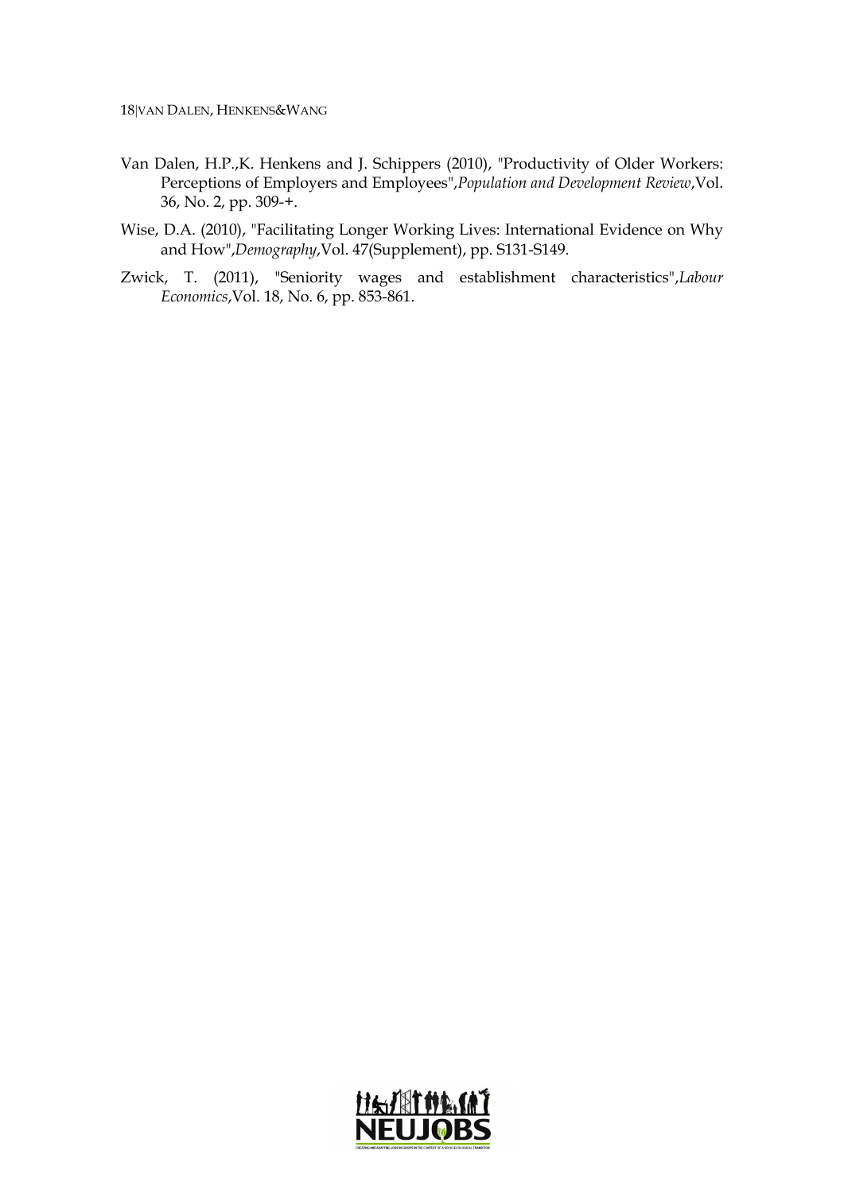Van Dalen, H.P.,K. Henkens and J. Schippers (2010), "Productivity of Older Workers: Perceptions of Employers and Employees",*Population and Development Review*,Vol. 36, No. 2, pp. 309-+.

Wise, D.A. (2010), "Facilitating Longer Working Lives: International Evidence on Why and How",*Demography*,Vol. 47(Supplement), pp. S131-S149.

Zwick, T. (2011), "Seniority wages and establishment characteristics",*Labour Economics*,Vol. 18, No. 6, pp. 853-861.